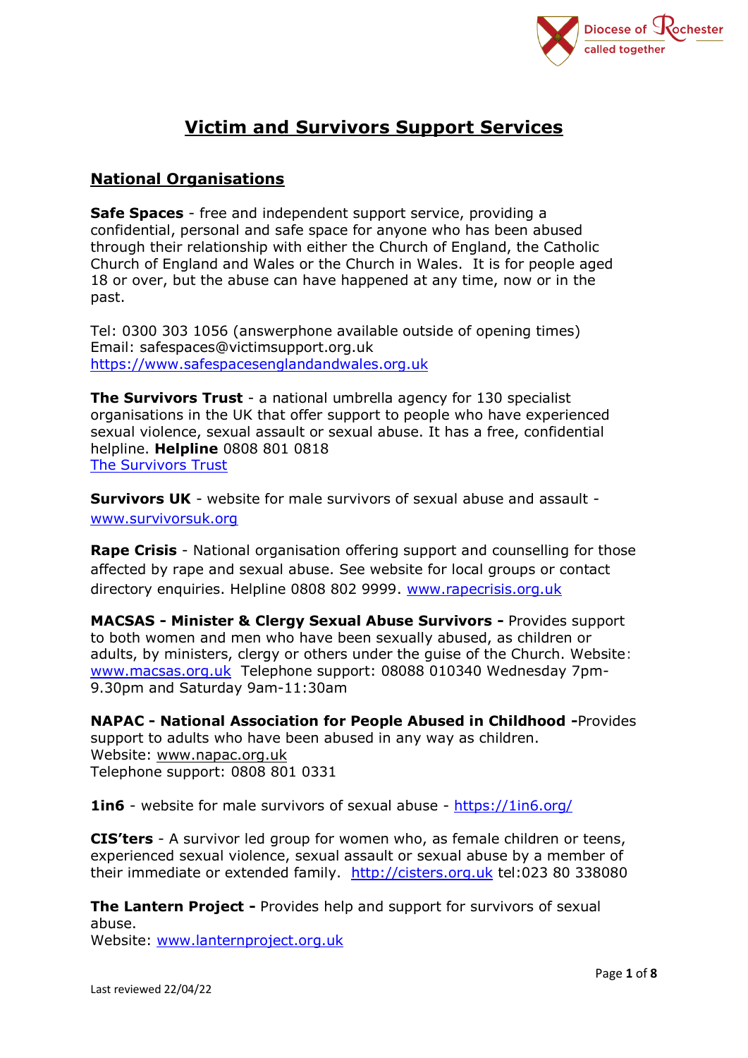# Victim and Survivors Support Services

## National Organisations

**Safe Spaces** - free and independent support service, providing a confidential, personal and safe space for anyone who has been abused through their relationship with either the Church of England, the Catholic Church of England and Wales or the Church in Wales. It is for people aged 18 or over, but the abuse can have happened at any time, now or in the past.

Tel: 0300 303 1056 (answerphone available outside of opening times)
Email: safespaces@victimsupport.org.uk
https://www.safespacesenglandandwales.org.uk

**The Survivors Trust** - a national umbrella agency for 130 specialist organisations in the UK that offer support to people who have experienced sexual violence, sexual assault or sexual abuse. It has a free, confidential helpline. **Helpline** 0808 801 0818
The Survivors Trust

**Survivors UK** - website for male survivors of sexual abuse and assault - www.survivorsuk.org

**Rape Crisis** - National organisation offering support and counselling for those affected by rape and sexual abuse. See website for local groups or contact directory enquiries. Helpline 0808 802 9999. www.rapecrisis.org.uk

**MACSAS - Minister & Clergy Sexual Abuse Survivors -** Provides support to both women and men who have been sexually abused, as children or adults, by ministers, clergy or others under the guise of the Church. Website: www.macsas.org.uk Telephone support: 08088 010340 Wednesday 7pm-9.30pm and Saturday 9am-11:30am

**NAPAC - National Association for People Abused in Childhood -** Provides support to adults who have been abused in any way as children.
Website: www.napac.org.uk
Telephone support: 0808 801 0331

**1in6** - website for male survivors of sexual abuse - https://1in6.org/

**CIS'ters** - A survivor led group for women who, as female children or teens, experienced sexual violence, sexual assault or sexual abuse by a member of their immediate or extended family. http://cisters.org.uk tel:023 80 338080

**The Lantern Project -** Provides help and support for survivors of sexual abuse.
Website: www.lanternproject.org.uk

Last reviewed 22/04/22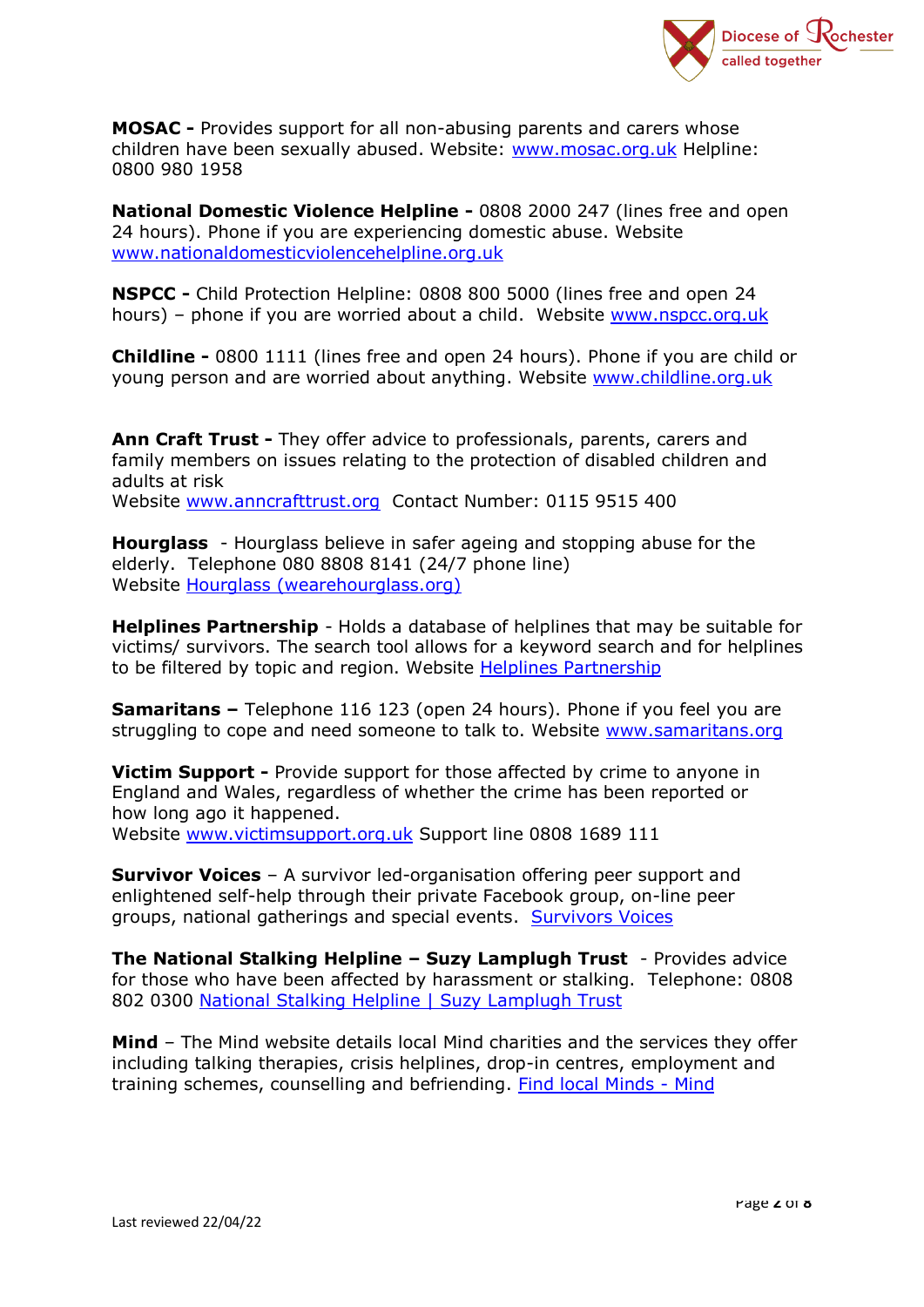**MOSAC -** Provides support for all non-abusing parents and carers whose children have been sexually abused. Website: www.mosac.org.uk Helpline: 0800 980 1958

**National Domestic Violence Helpline -** 0808 2000 247 (lines free and open 24 hours). Phone if you are experiencing domestic abuse. Website www.nationaldomesticviolencehelpline.org.uk

**NSPCC -** Child Protection Helpline: 0808 800 5000 (lines free and open 24 hours) – phone if you are worried about a child. Website www.nspcc.org.uk

**Childline -** 0800 1111 (lines free and open 24 hours). Phone if you are child or young person and are worried about anything. Website www.childline.org.uk

**Ann Craft Trust -** They offer advice to professionals, parents, carers and family members on issues relating to the protection of disabled children and adults at risk
Website www.anncrafttrust.org Contact Number: 0115 9515 400

**Hourglass** - Hourglass believe in safer ageing and stopping abuse for the elderly. Telephone 080 8808 8141 (24/7 phone line)
Website Hourglass (wearehourglass.org)

**Helplines Partnership** - Holds a database of helplines that may be suitable for victims/ survivors. The search tool allows for a keyword search and for helplines to be filtered by topic and region. Website Helplines Partnership

**Samaritans –** Telephone 116 123 (open 24 hours). Phone if you feel you are struggling to cope and need someone to talk to. Website www.samaritans.org

**Victim Support -** Provide support for those affected by crime to anyone in England and Wales, regardless of whether the crime has been reported or how long ago it happened.
Website www.victimsupport.org.uk Support line 0808 1689 111

**Survivor Voices** – A survivor led-organisation offering peer support and enlightened self-help through their private Facebook group, on-line peer groups, national gatherings and special events. Survivors Voices

**The National Stalking Helpline – Suzy Lamplugh Trust** - Provides advice for those who have been affected by harassment or stalking. Telephone: 0808 802 0300 National Stalking Helpline | Suzy Lamplugh Trust

**Mind** – The Mind website details local Mind charities and the services they offer including talking therapies, crisis helplines, drop-in centres, employment and training schemes, counselling and befriending. Find local Minds - Mind

Last reviewed 22/04/22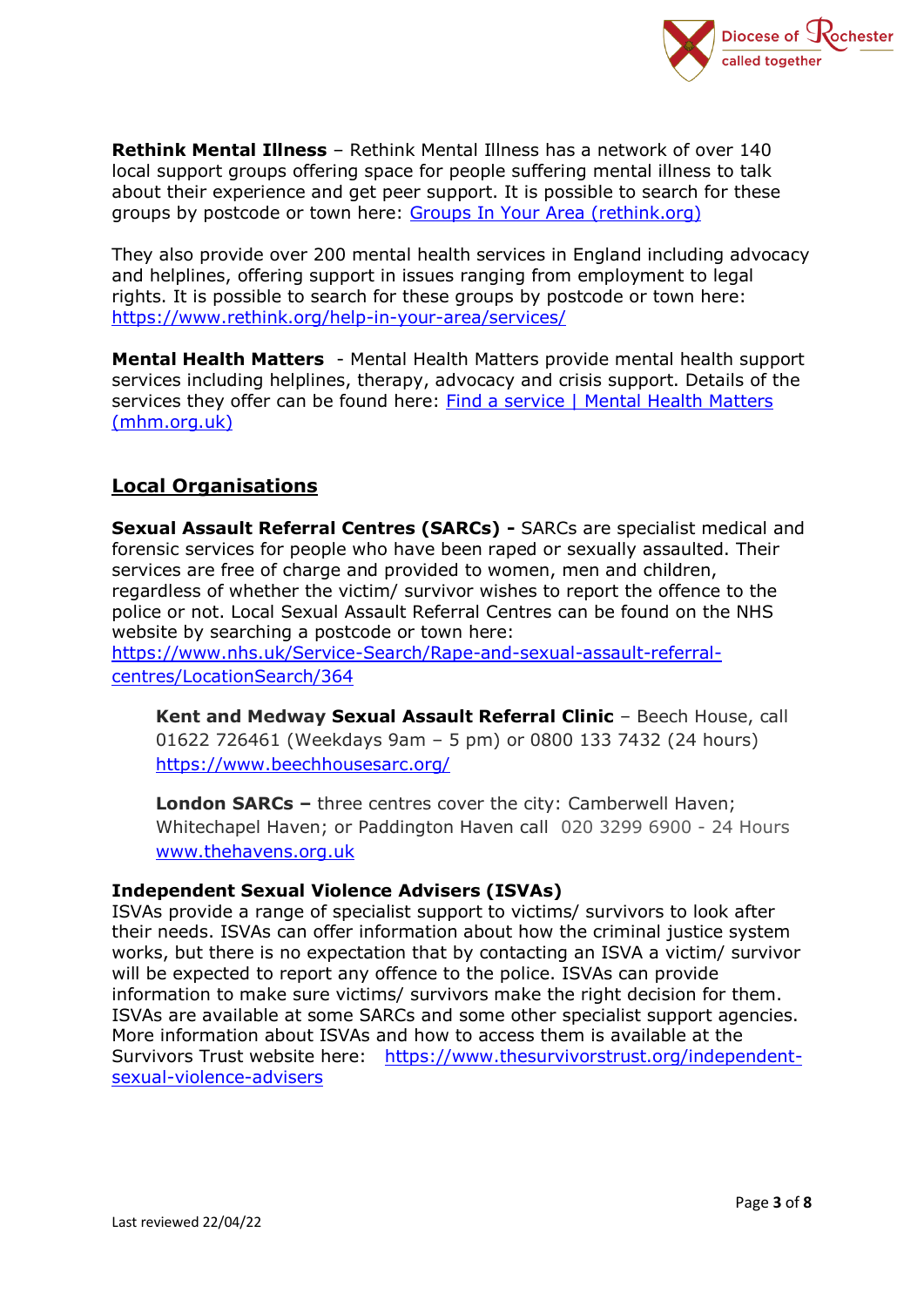**Rethink Mental Illness** – Rethink Mental Illness has a network of over 140 local support groups offering space for people suffering mental illness to talk about their experience and get peer support. It is possible to search for these groups by postcode or town here: [Groups In Your Area (rethink.org)](https://www.rethink.org)

They also provide over 200 mental health services in England including advocacy and helplines, offering support in issues ranging from employment to legal rights. It is possible to search for these groups by postcode or town here: [https://www.rethink.org/help-in-your-area/services/](https://www.rethink.org/help-in-your-area/services/)

**Mental Health Matters** - Mental Health Matters provide mental health support services including helplines, therapy, advocacy and crisis support. Details of the services they offer can be found here: [Find a service | Mental Health Matters (mhm.org.uk)](https://www.mhm.org.uk)

## Local Organisations

**Sexual Assault Referral Centres (SARCs) -** SARCs are specialist medical and forensic services for people who have been raped or sexually assaulted. Their services are free of charge and provided to women, men and children, regardless of whether the victim/ survivor wishes to report the offence to the police or not. Local Sexual Assault Referral Centres can be found on the NHS website by searching a postcode or town here: [https://www.nhs.uk/Service-Search/Rape-and-sexual-assault-referral-centres/LocationSearch/364](https://www.nhs.uk/Service-Search/Rape-and-sexual-assault-referral-centres/LocationSearch/364)

> **Kent and Medway Sexual Assault Referral Clinic** – Beech House, call 01622 726461 (Weekdays 9am – 5 pm) or 0800 133 7432 (24 hours) [https://www.beechhousesarc.org/](https://www.beechhousesarc.org/)
>
> **London SARCs –** three centres cover the city: Camberwell Haven; Whitechapel Haven; or Paddington Haven call 020 3299 6900 - 24 Hours [www.thehavens.org.uk](http://www.thehavens.org.uk)

**Independent Sexual Violence Advisers (ISVAs)**
ISVAs provide a range of specialist support to victims/ survivors to look after their needs. ISVAs can offer information about how the criminal justice system works, but there is no expectation that by contacting an ISVA a victim/ survivor will be expected to report any offence to the police. ISVAs can provide information to make sure victims/ survivors make the right decision for them. ISVAs are available at some SARCs and some other specialist support agencies. More information about ISVAs and how to access them is available at the Survivors Trust website here: [https://www.thesurvivorstrust.org/independent-sexual-violence-advisers](https://www.thesurvivorstrust.org/independent-sexual-violence-advisers)

Last reviewed 22/04/22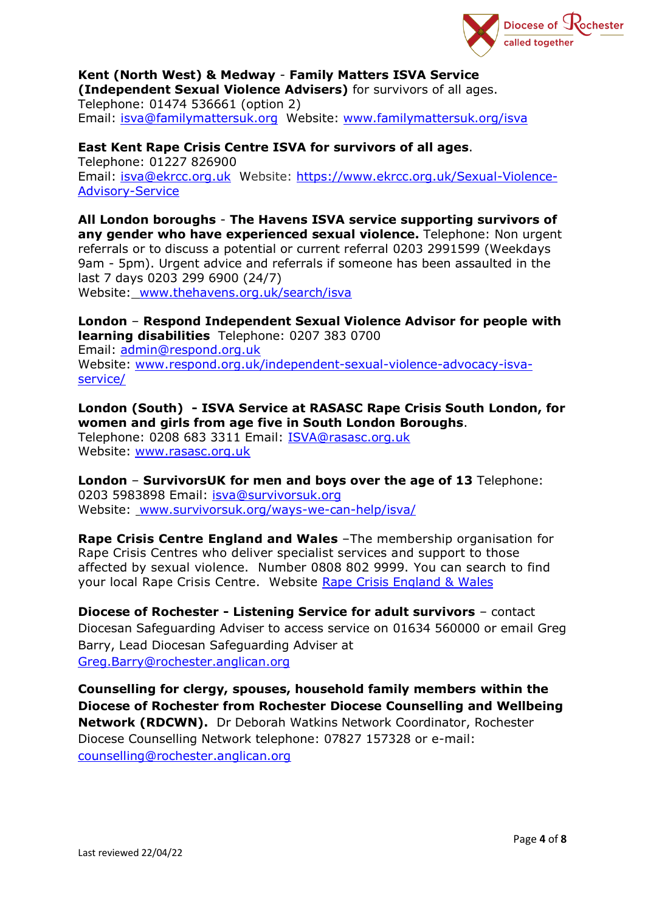**Kent (North West) & Medway** - **Family Matters ISVA Service (Independent Sexual Violence Advisers)** for survivors of all ages.
Telephone: 01474 536661 (option 2)
Email: isva@familymattersuk.org Website: www.familymattersuk.org/isva

**East Kent Rape Crisis Centre ISVA for survivors of all ages**.
Telephone: 01227 826900
Email: isva@ekrcc.org.uk Website: https://www.ekrcc.org.uk/Sexual-Violence-Advisory-Service

**All London boroughs** - **The Havens ISVA service supporting survivors of any gender who have experienced sexual violence.** Telephone: Non urgent referrals or to discuss a potential or current referral 0203 2991599 (Weekdays 9am - 5pm). Urgent advice and referrals if someone has been assaulted in the last 7 days 0203 299 6900 (24/7)
Website: www.thehavens.org.uk/search/isva

**London** – **Respond Independent Sexual Violence Advisor for people with learning disabilities** Telephone: 0207 383 0700
Email: admin@respond.org.uk
Website: www.respond.org.uk/independent-sexual-violence-advocacy-isva-service/

**London (South) - ISVA Service at RASASC Rape Crisis South London, for women and girls from age five in South London Boroughs**.
Telephone: 0208 683 3311 Email: ISVA@rasasc.org.uk
Website: www.rasasc.org.uk

**London** – **SurvivorsUK for men and boys over the age of 13** Telephone: 0203 5983898 Email: isva@survivorsuk.org
Website: www.survivorsuk.org/ways-we-can-help/isva/

**Rape Crisis Centre England and Wales** –The membership organisation for Rape Crisis Centres who deliver specialist services and support to those affected by sexual violence. Number 0808 802 9999. You can search to find your local Rape Crisis Centre. Website Rape Crisis England & Wales

**Diocese of Rochester - Listening Service for adult survivors** – contact Diocesan Safeguarding Adviser to access service on 01634 560000 or email Greg Barry, Lead Diocesan Safeguarding Adviser at Greg.Barry@rochester.anglican.org

**Counselling for clergy, spouses, household family members within the Diocese of Rochester from Rochester Diocese Counselling and Wellbeing Network (RDCWN).** Dr Deborah Watkins Network Coordinator, Rochester Diocese Counselling Network telephone: 07827 157328 or e-mail: counselling@rochester.anglican.org

Last reviewed 22/04/22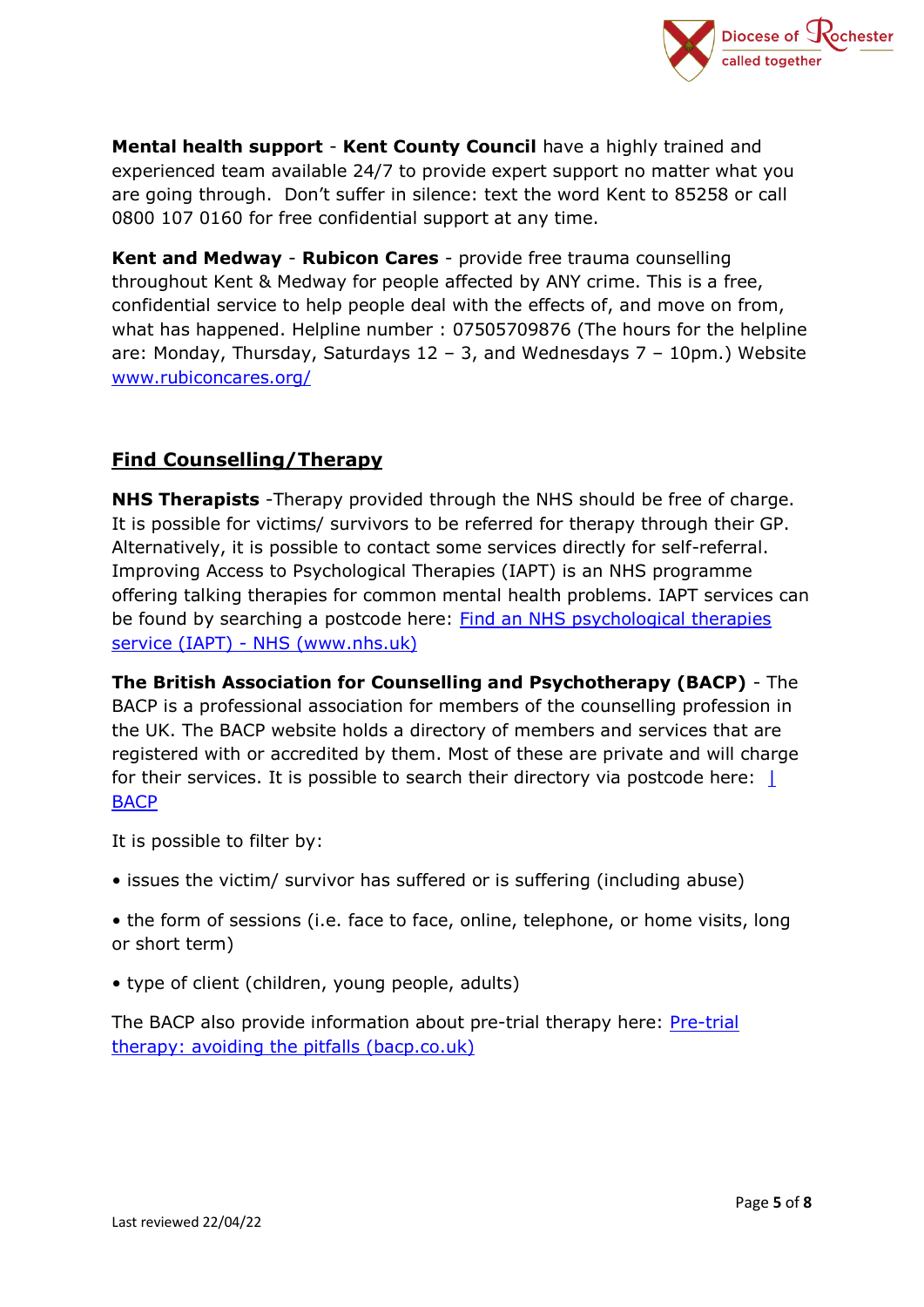**Mental health support** - **Kent County Council** have a highly trained and experienced team available 24/7 to provide expert support no matter what you are going through. Don't suffer in silence: text the word Kent to 85258 or call 0800 107 0160 for free confidential support at any time.

**Kent and Medway** - **Rubicon Cares** - provide free trauma counselling throughout Kent & Medway for people affected by ANY crime. This is a free, confidential service to help people deal with the effects of, and move on from, what has happened. Helpline number : 07505709876 (The hours for the helpline are: Monday, Thursday, Saturdays 12 – 3, and Wednesdays 7 – 10pm.) Website [www.rubiconcares.org/](www.rubiconcares.org/)

## Find Counselling/Therapy

**NHS Therapists** -Therapy provided through the NHS should be free of charge. It is possible for victims/ survivors to be referred for therapy through their GP. Alternatively, it is possible to contact some services directly for self-referral. Improving Access to Psychological Therapies (IAPT) is an NHS programme offering talking therapies for common mental health problems. IAPT services can be found by searching a postcode here: Find an NHS psychological therapies service (IAPT) - NHS (www.nhs.uk)

**The British Association for Counselling and Psychotherapy (BACP)** - The BACP is a professional association for members of the counselling profession in the UK. The BACP website holds a directory of members and services that are registered with or accredited by them. Most of these are private and will charge for their services. It is possible to search their directory via postcode here: | BACP

It is possible to filter by:

- issues the victim/ survivor has suffered or is suffering (including abuse)
- the form of sessions (i.e. face to face, online, telephone, or home visits, long or short term)
- type of client (children, young people, adults)

The BACP also provide information about pre-trial therapy here: Pre-trial therapy: avoiding the pitfalls (bacp.co.uk)

Last reviewed 22/04/22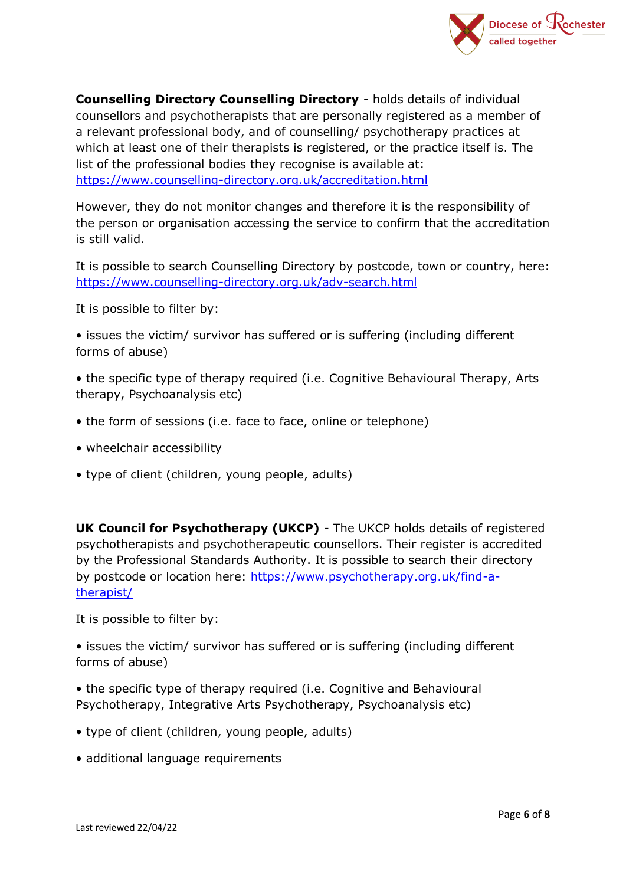**Counselling Directory Counselling Directory** - holds details of individual counsellors and psychotherapists that are personally registered as a member of a relevant professional body, and of counselling/ psychotherapy practices at which at least one of their therapists is registered, or the practice itself is. The list of the professional bodies they recognise is available at: https://www.counselling-directory.org.uk/accreditation.html

However, they do not monitor changes and therefore it is the responsibility of the person or organisation accessing the service to confirm that the accreditation is still valid.

It is possible to search Counselling Directory by postcode, town or country, here: https://www.counselling-directory.org.uk/adv-search.html

It is possible to filter by:

- issues the victim/ survivor has suffered or is suffering (including different forms of abuse)
- the specific type of therapy required (i.e. Cognitive Behavioural Therapy, Arts therapy, Psychoanalysis etc)
- the form of sessions (i.e. face to face, online or telephone)
- wheelchair accessibility
- type of client (children, young people, adults)

**UK Council for Psychotherapy (UKCP)** - The UKCP holds details of registered psychotherapists and psychotherapeutic counsellors. Their register is accredited by the Professional Standards Authority. It is possible to search their directory by postcode or location here: https://www.psychotherapy.org.uk/find-a-therapist/

It is possible to filter by:

- issues the victim/ survivor has suffered or is suffering (including different forms of abuse)
- the specific type of therapy required (i.e. Cognitive and Behavioural Psychotherapy, Integrative Arts Psychotherapy, Psychoanalysis etc)
- type of client (children, young people, adults)
- additional language requirements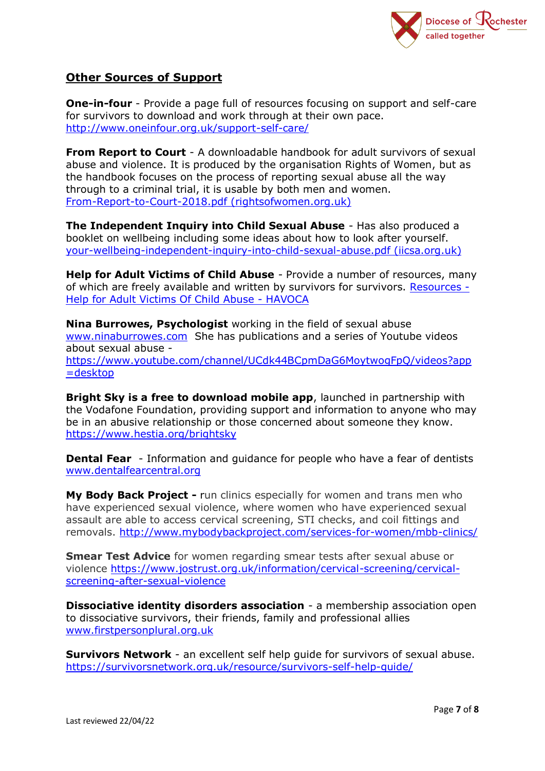## Other Sources of Support

**One-in-four** - Provide a page full of resources focusing on support and self-care for survivors to download and work through at their own pace. http://www.oneinfour.org.uk/support-self-care/

**From Report to Court** - A downloadable handbook for adult survivors of sexual abuse and violence. It is produced by the organisation Rights of Women, but as the handbook focuses on the process of reporting sexual abuse all the way through to a criminal trial, it is usable by both men and women. From-Report-to-Court-2018.pdf (rightsofwomen.org.uk)

**The Independent Inquiry into Child Sexual Abuse** - Has also produced a booklet on wellbeing including some ideas about how to look after yourself. your-wellbeing-independent-inquiry-into-child-sexual-abuse.pdf (iicsa.org.uk)

**Help for Adult Victims of Child Abuse** - Provide a number of resources, many of which are freely available and written by survivors for survivors. Resources - Help for Adult Victims Of Child Abuse - HAVOCA

**Nina Burrowes, Psychologist** working in the field of sexual abuse www.ninaburrowes.com She has publications and a series of Youtube videos about sexual abuse - https://www.youtube.com/channel/UCdk44BCpmDaG6MoytwogFpQ/videos?app=desktop

**Bright Sky is a free to download mobile app**, launched in partnership with the Vodafone Foundation, providing support and information to anyone who may be in an abusive relationship or those concerned about someone they know. https://www.hestia.org/brightsky

**Dental Fear** - Information and guidance for people who have a fear of dentists www.dentalfearcentral.org

**My Body Back Project -** run clinics especially for women and trans men who have experienced sexual violence, where women who have experienced sexual assault are able to access cervical screening, STI checks, and coil fittings and removals. http://www.mybodybackproject.com/services-for-women/mbb-clinics/

**Smear Test Advice** for women regarding smear tests after sexual abuse or violence https://www.jostrust.org.uk/information/cervical-screening/cervical-screening-after-sexual-violence

**Dissociative identity disorders association** - a membership association open to dissociative survivors, their friends, family and professional allies www.firstpersonplural.org.uk

**Survivors Network** - an excellent self help guide for survivors of sexual abuse. https://survivorsnetwork.org.uk/resource/survivors-self-help-guide/

Last reviewed 22/04/22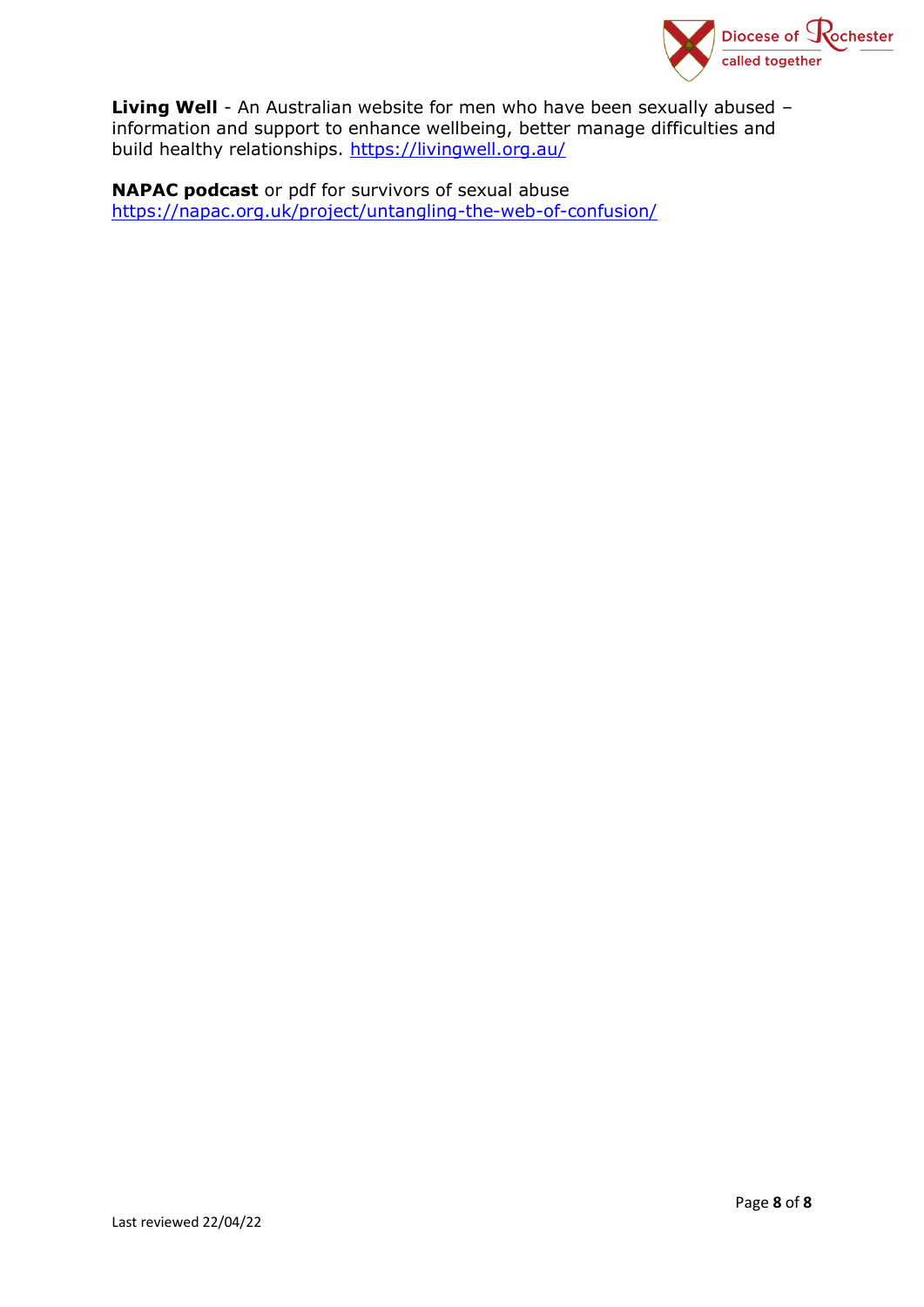**Living Well** - An Australian website for men who have been sexually abused – information and support to enhance wellbeing, better manage difficulties and build healthy relationships. https://livingwell.org.au/

**NAPAC podcast** or pdf for survivors of sexual abuse https://napac.org.uk/project/untangling-the-web-of-confusion/

Last reviewed 22/04/22